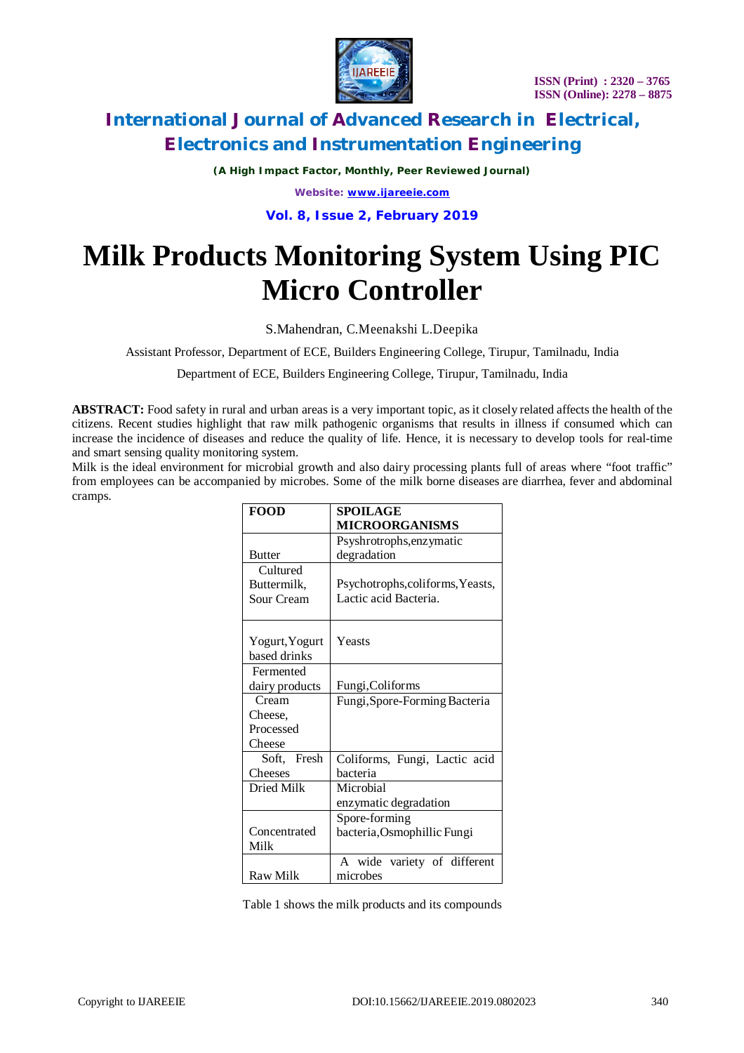# Milk Products Monitoring System Using PIC Micro Controller

S.Mahendran, C.Meenakshi L.Deepika

Assistant Professor, Department of ECE, Builders Engineering College, Tirupur, Tamilnadu, India

Department of ECE, Builders Engineering College, Tirupur, Tamilnadu, India

**ABSTRACT:** Food safety in rural and urban areas is a very important topic, as it closely related affects the health of the citizens. Recent studies highlight that raw milk pathogenic organisms that results in illness if consumed which can increase the incidence of diseases and reduce the quality of life. Hence, it is necessary to develop tools for real-time and smart sensing quality monitoring system.

Milk is the ideal environment for microbial growth and also dairy processing plants full of areas where "foot traffic" from employees can be accompanied by microbes. Some of the milk borne diseases are diarrhea, fever and abdominal cramps.

| FOOD | SPOILAGE MICROORGANISMS |
|---|---|
| Butter | Psyshrotrophs,enzymatic degradation |
| Cultured Buttermilk, Sour Cream | Psychotrophs,coliforms,Yeasts, Lactic acid Bacteria. |
| Yogurt,Yogurt based drinks | Yeasts |
| Fermented dairy products | Fungi,Coliforms |
| Cream Cheese, Processed Cheese | Fungi,Spore-Forming Bacteria |
| Soft, Fresh Cheeses | Coliforms, Fungi, Lactic acid bacteria |
| Dried Milk | Microbial enzymatic degradation |
| Concentrated Milk | Spore-forming bacteria,Osmophillic Fungi |
| Raw Milk | A wide variety of different microbes |

Table 1 shows the milk products and its compounds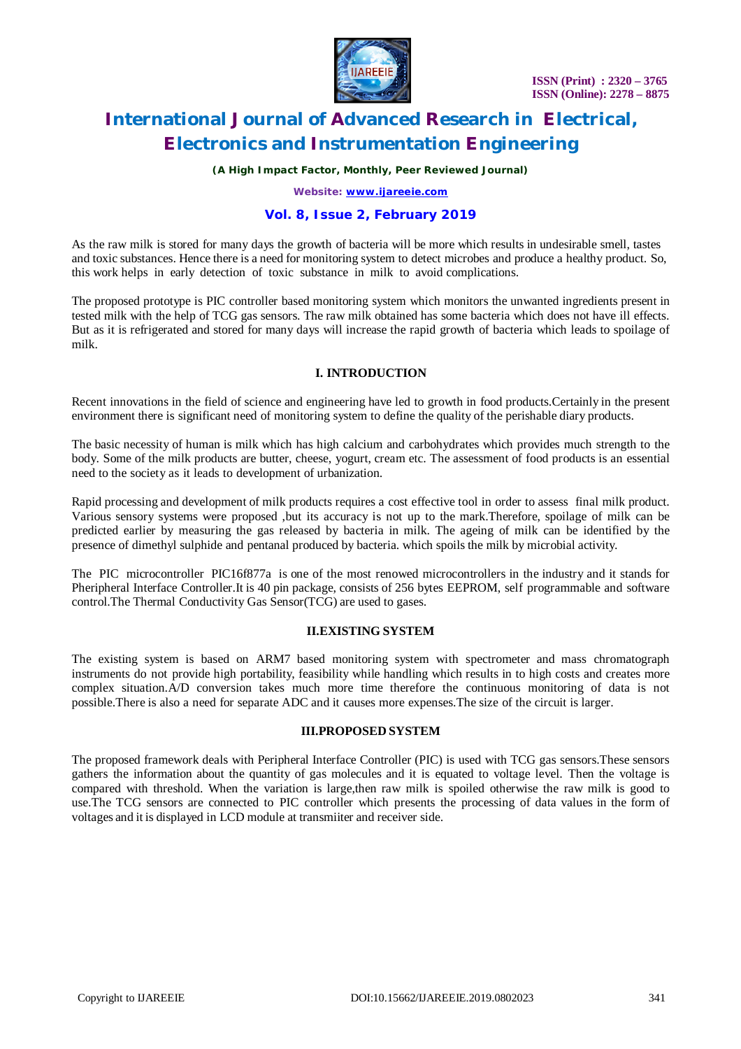As the raw milk is stored for many days the growth of bacteria will be more which results in undesirable smell, tastes and toxic substances. Hence there is a need for monitoring system to detect microbes and produce a healthy product. So, this work helps in early detection of toxic substance in milk to avoid complications.

The proposed prototype is PIC controller based monitoring system which monitors the unwanted ingredients present in tested milk with the help of TCG gas sensors. The raw milk obtained has some bacteria which does not have ill effects. But as it is refrigerated and stored for many days will increase the rapid growth of bacteria which leads to spoilage of milk.

## I. INTRODUCTION

Recent innovations in the field of science and engineering have led to growth in food products.Certainly in the present environment there is significant need of monitoring system to define the quality of the perishable diary products.

The basic necessity of human is milk which has high calcium and carbohydrates which provides much strength to the body. Some of the milk products are butter, cheese, yogurt, cream etc. The assessment of food products is an essential need to the society as it leads to development of urbanization.

Rapid processing and development of milk products requires a cost effective tool in order to assess final milk product. Various sensory systems were proposed ,but its accuracy is not up to the mark.Therefore, spoilage of milk can be predicted earlier by measuring the gas released by bacteria in milk. The ageing of milk can be identified by the presence of dimethyl sulphide and pentanal produced by bacteria. which spoils the milk by microbial activity.

The PIC microcontroller PIC16f877a is one of the most renowed microcontrollers in the industry and it stands for Pheripheral Interface Controller.It is 40 pin package, consists of 256 bytes EEPROM, self programmable and software control.The Thermal Conductivity Gas Sensor(TCG) are used to gases.

## II.EXISTING SYSTEM

The existing system is based on ARM7 based monitoring system with spectrometer and mass chromatograph instruments do not provide high portability, feasibility while handling which results in to high costs and creates more complex situation.A/D conversion takes much more time therefore the continuous monitoring of data is not possible.There is also a need for separate ADC and it causes more expenses.The size of the circuit is larger.

## III.PROPOSED SYSTEM

The proposed framework deals with Peripheral Interface Controller (PIC) is used with TCG gas sensors.These sensors gathers the information about the quantity of gas molecules and it is equated to voltage level. Then the voltage is compared with threshold. When the variation is large,then raw milk is spoiled otherwise the raw milk is good to use.The TCG sensors are connected to PIC controller which presents the processing of data values in the form of voltages and it is displayed in LCD module at transmiiter and receiver side.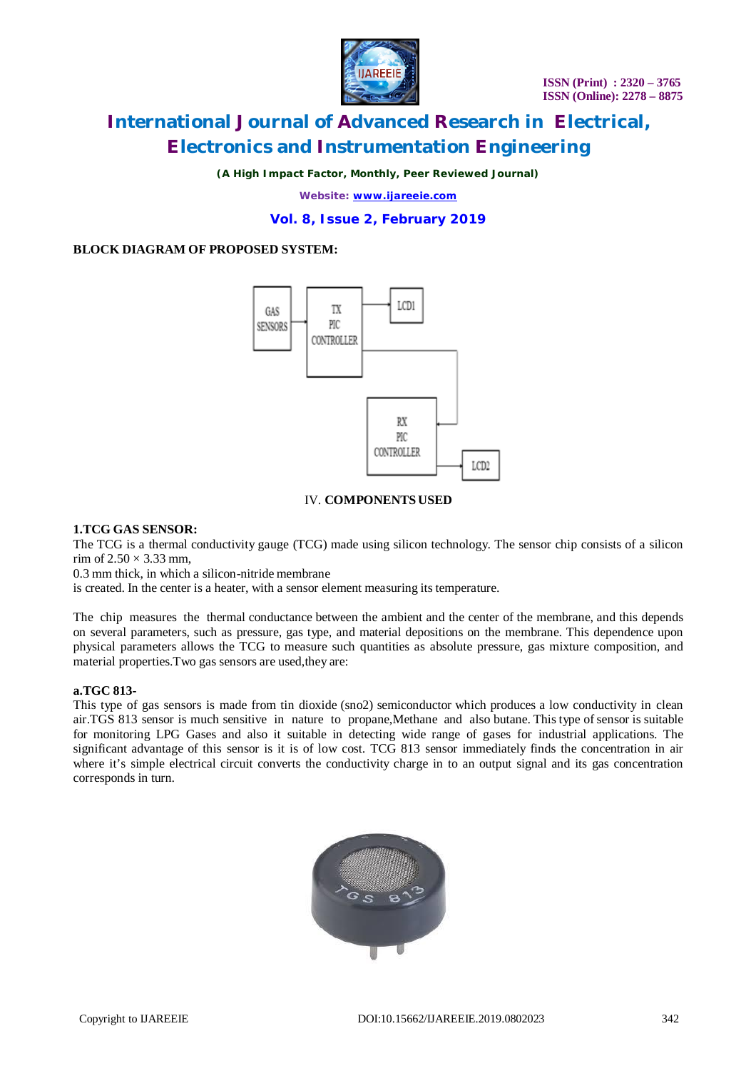**BLOCK DIAGRAM OF PROPOSED SYSTEM:**

IV. **COMPONENTS USED**

**1.TCG GAS SENSOR:**

The TCG is a thermal conductivity gauge (TCG) made using silicon technology. The sensor chip consists of a silicon rim of 2.50 × 3.33 mm,
0.3 mm thick, in which a silicon-nitride membrane
is created. In the center is a heater, with a sensor element measuring its temperature.

The chip measures the thermal conductance between the ambient and the center of the membrane, and this depends on several parameters, such as pressure, gas type, and material depositions on the membrane. This dependence upon physical parameters allows the TCG to measure such quantities as absolute pressure, gas mixture composition, and material properties.Two gas sensors are used,they are:

**a.TGC 813-**

This type of gas sensors is made from tin dioxide (sno2) semiconductor which produces a low conductivity in clean air.TGS 813 sensor is much sensitive in nature to propane,Methane and also butane. This type of sensor is suitable for monitoring LPG Gases and also it suitable in detecting wide range of gases for industrial applications. The significant advantage of this sensor is it is of low cost. TCG 813 sensor immediately finds the concentration in air where it's simple electrical circuit converts the conductivity charge in to an output signal and its gas concentration corresponds in turn.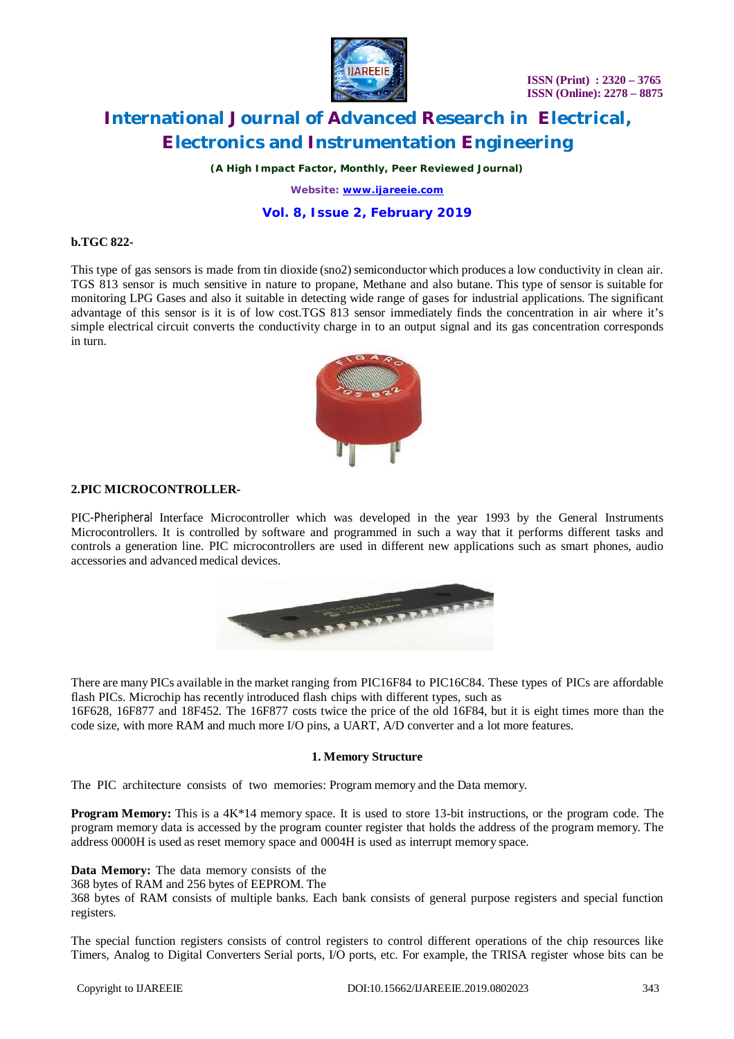**b.TGC 822-**

This type of gas sensors is made from tin dioxide (sno2) semiconductor which produces a low conductivity in clean air. TGS 813 sensor is much sensitive in nature to propane, Methane and also butane. This type of sensor is suitable for monitoring LPG Gases and also it suitable in detecting wide range of gases for industrial applications. The significant advantage of this sensor is it is of low cost.TGS 813 sensor immediately finds the concentration in air where it's simple electrical circuit converts the conductivity charge in to an output signal and its gas concentration corresponds in turn.

**2.PIC MICROCONTROLLER-**

PIC-Pheripheral Interface Microcontroller which was developed in the year 1993 by the General Instruments Microcontrollers. It is controlled by software and programmed in such a way that it performs different tasks and controls a generation line. PIC microcontrollers are used in different new applications such as smart phones, audio accessories and advanced medical devices.

There are many PICs available in the market ranging from PIC16F84 to PIC16C84. These types of PICs are affordable flash PICs. Microchip has recently introduced flash chips with different types, such as 16F628, 16F877 and 18F452. The 16F877 costs twice the price of the old 16F84, but it is eight times more than the code size, with more RAM and much more I/O pins, a UART, A/D converter and a lot more features.

**1. Memory Structure**

The PIC architecture consists of two memories: Program memory and the Data memory.

**Program Memory:** This is a 4K*14 memory space. It is used to store 13-bit instructions, or the program code. The program memory data is accessed by the program counter register that holds the address of the program memory. The address 0000H is used as reset memory space and 0004H is used as interrupt memory space.

**Data Memory:** The data memory consists of the 368 bytes of RAM and 256 bytes of EEPROM. The 368 bytes of RAM consists of multiple banks. Each bank consists of general purpose registers and special function registers.

The special function registers consists of control registers to control different operations of the chip resources like Timers, Analog to Digital Converters Serial ports, I/O ports, etc. For example, the TRISA register whose bits can be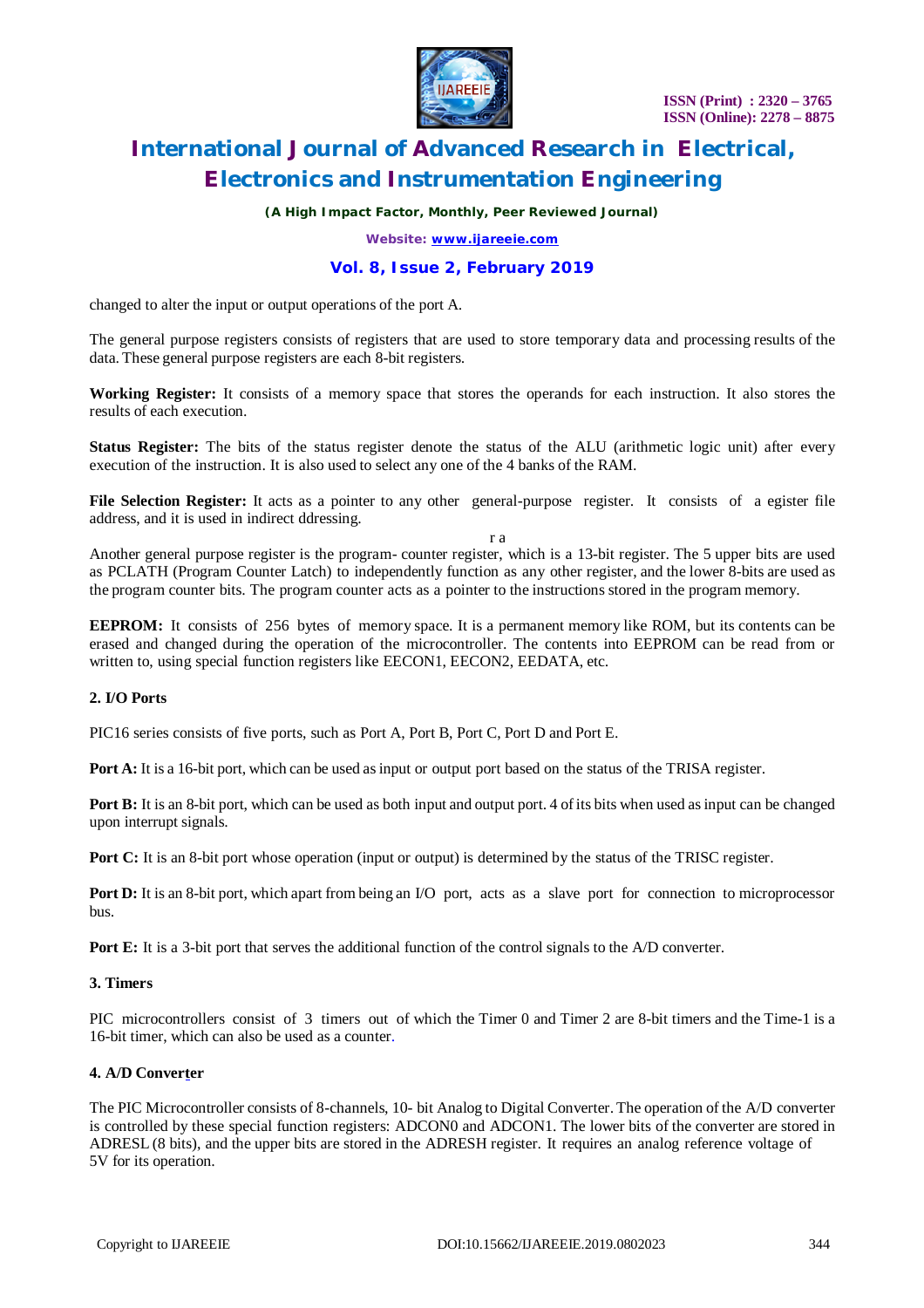changed to alter the input or output operations of the port A.

The general purpose registers consists of registers that are used to store temporary data and processing results of the data. These general purpose registers are each 8-bit registers.

**Working Register:** It consists of a memory space that stores the operands for each instruction. It also stores the results of each execution.

**Status Register:** The bits of the status register denote the status of the ALU (arithmetic logic unit) after every execution of the instruction. It is also used to select any one of the 4 banks of the RAM.

**File Selection Register:** It acts as a pointer to any other general-purpose register. It consists of a egister file address, and it is used in indirect ddressing.

r a

Another general purpose register is the program- counter register, which is a 13-bit register. The 5 upper bits are used as PCLATH (Program Counter Latch) to independently function as any other register, and the lower 8-bits are used as the program counter bits. The program counter acts as a pointer to the instructions stored in the program memory.

**EEPROM:** It consists of 256 bytes of memory space. It is a permanent memory like ROM, but its contents can be erased and changed during the operation of the microcontroller. The contents into EEPROM can be read from or written to, using special function registers like EECON1, EECON2, EEDATA, etc.

**2. I/O Ports**

PIC16 series consists of five ports, such as Port A, Port B, Port C, Port D and Port E.

**Port A:** It is a 16-bit port, which can be used as input or output port based on the status of the TRISA register.

**Port B:** It is an 8-bit port, which can be used as both input and output port. 4 of its bits when used as input can be changed upon interrupt signals.

**Port C:** It is an 8-bit port whose operation (input or output) is determined by the status of the TRISC register.

**Port D:** It is an 8-bit port, which apart from being an I/O port, acts as a slave port for connection to microprocessor bus.

**Port E:** It is a 3-bit port that serves the additional function of the control signals to the A/D converter.

**3. Timers**

PIC microcontrollers consist of 3 timers out of which the Timer 0 and Timer 2 are 8-bit timers and the Time-1 is a 16-bit timer, which can also be used as a counter.

**4. A/D Converter**

The PIC Microcontroller consists of 8-channels, 10- bit Analog to Digital Converter. The operation of the A/D converter is controlled by these special function registers: ADCON0 and ADCON1. The lower bits of the converter are stored in ADRESL (8 bits), and the upper bits are stored in the ADRESH register. It requires an analog reference voltage of 5V for its operation.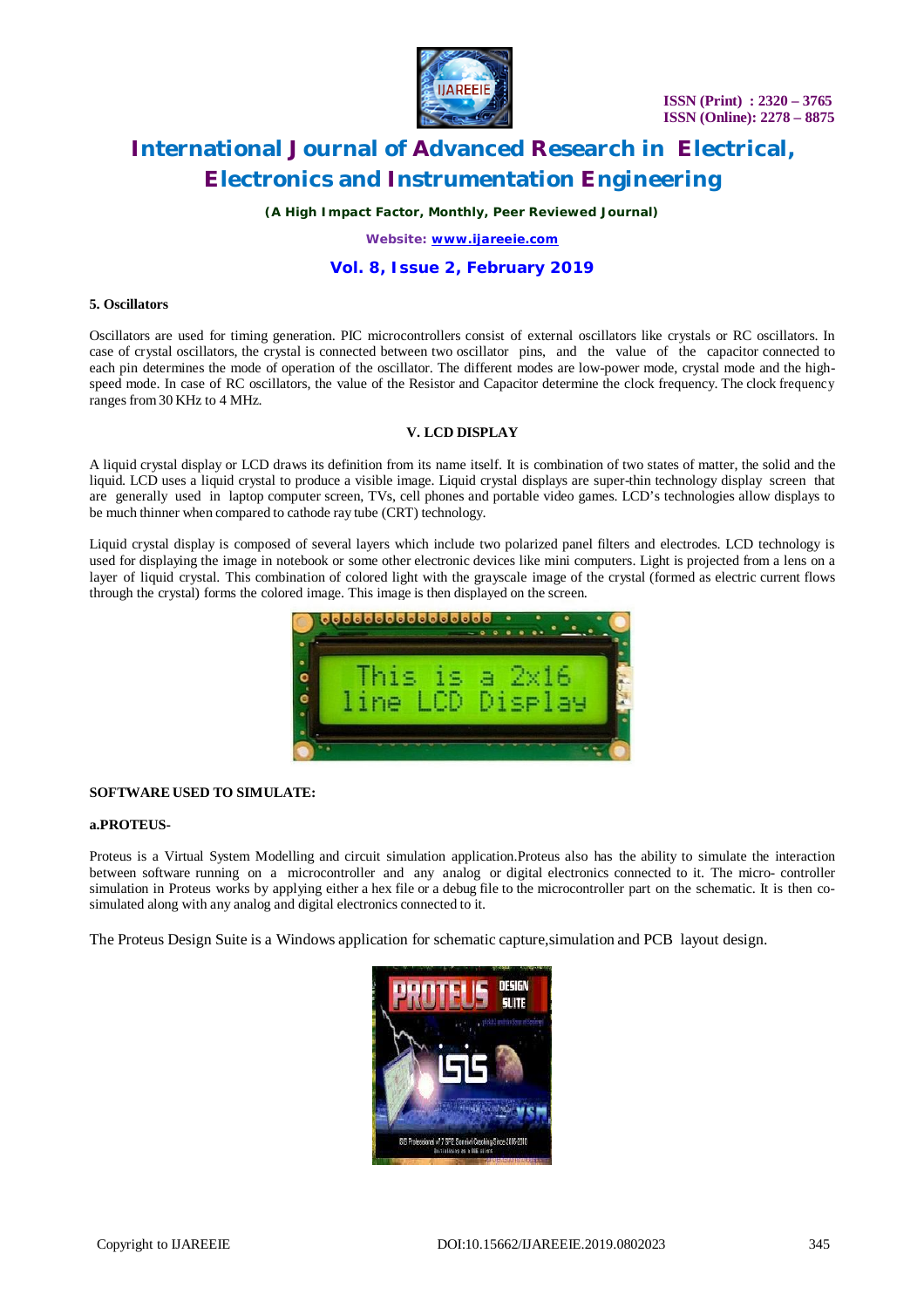#### 5. Oscillators

Oscillators are used for timing generation. PIC microcontrollers consist of external oscillators like crystals or RC oscillators. In case of crystal oscillators, the crystal is connected between two oscillator pins, and the value of the capacitor connected to each pin determines the mode of operation of the oscillator. The different modes are low-power mode, crystal mode and the high-speed mode. In case of RC oscillators, the value of the Resistor and Capacitor determine the clock frequency. The clock frequency ranges from 30 KHz to 4 MHz.

## V. LCD DISPLAY

A liquid crystal display or LCD draws its definition from its name itself. It is combination of two states of matter, the solid and the liquid. LCD uses a liquid crystal to produce a visible image. Liquid crystal displays are super-thin technology display screen that are generally used in laptop computer screen, TVs, cell phones and portable video games. LCD's technologies allow displays to be much thinner when compared to cathode ray tube (CRT) technology.

Liquid crystal display is composed of several layers which include two polarized panel filters and electrodes. LCD technology is used for displaying the image in notebook or some other electronic devices like mini computers. Light is projected from a lens on a layer of liquid crystal. This combination of colored light with the grayscale image of the crystal (formed as electric current flows through the crystal) forms the colored image. This image is then displayed on the screen.

#### SOFTWARE USED TO SIMULATE:

#### a.PROTEUS-

Proteus is a Virtual System Modelling and circuit simulation application.Proteus also has the ability to simulate the interaction between software running on a microcontroller and any analog or digital electronics connected to it. The micro- controller simulation in Proteus works by applying either a hex file or a debug file to the microcontroller part on the schematic. It is then co-simulated along with any analog and digital electronics connected to it.

The Proteus Design Suite is a Windows application for schematic capture,simulation and PCB layout design.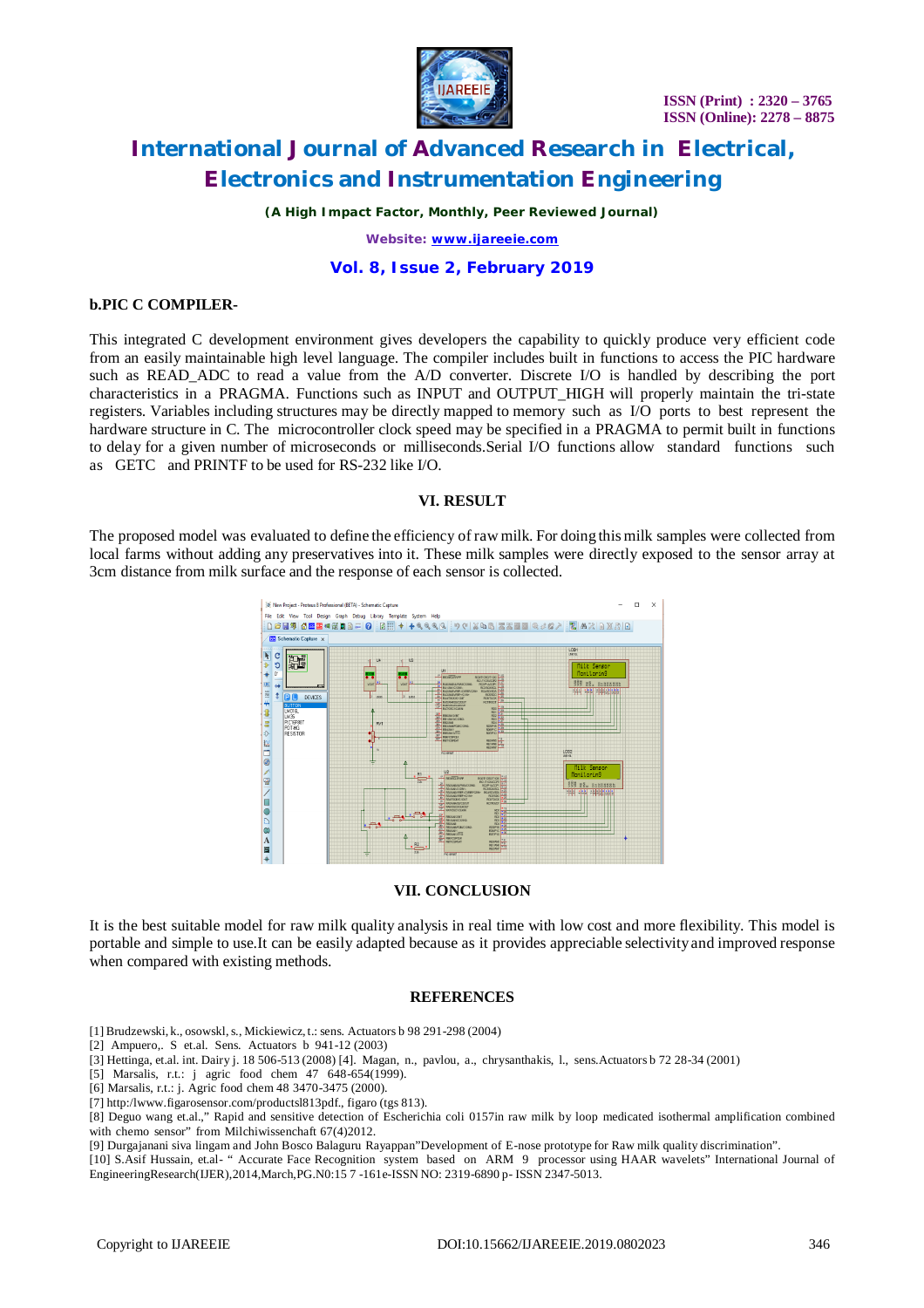**b.PIC C COMPILER-**

This integrated C development environment gives developers the capability to quickly produce very efficient code from an easily maintainable high level language. The compiler includes built in functions to access the PIC hardware such as READ_ADC to read a value from the A/D converter. Discrete I/O is handled by describing the port characteristics in a PRAGMA. Functions such as INPUT and OUTPUT_HIGH will properly maintain the tri-state registers. Variables including structures may be directly mapped to memory such as I/O ports to best represent the hardware structure in C. The microcontroller clock speed may be specified in a PRAGMA to permit built in functions to delay for a given number of microseconds or milliseconds.Serial I/O functions allow standard functions such as GETC and PRINTF to be used for RS-232 like I/O.

## VI. RESULT

The proposed model was evaluated to define the efficiency of raw milk. For doing this milk samples were collected from local farms without adding any preservatives into it. These milk samples were directly exposed to the sensor array at 3cm distance from milk surface and the response of each sensor is collected.

## VII. CONCLUSION

It is the best suitable model for raw milk quality analysis in real time with low cost and more flexibility. This model is portable and simple to use.It can be easily adapted because as it provides appreciable selectivity and improved response when compared with existing methods.

## REFERENCES

[1] Brudzewski, k., osowskl, s., Mickiewicz, t.: sens. Actuators b 98 291-298 (2004)
[2] Ampuero,. S et.al. Sens. Actuators b 941-12 (2003)
[3] Hettinga, et.al. int. Dairy j. 18 506-513 (2008) [4]. Magan, n., pavlou, a., chrysanthakis, l., sens.Actuators b 72 28-34 (2001)
[5] Marsalis, r.t.: j agric food chem 47 648-654(1999).
[6] Marsalis, r.t.: j. Agric food chem 48 3470-3475 (2000).
[7] http:/lwww.figarosensor.com/productsl813pdf., figaro (tgs 813).
[8] Deguo wang et.al.," Rapid and sensitive detection of Escherichia coli 0157in raw milk by loop medicated isothermal amplification combined with chemo sensor" from Milchiwissenchaft 67(4)2012.
[9] Durgajanani siva lingam and John Bosco Balaguru Rayappan"Development of E-nose prototype for Raw milk quality discrimination".
[10] S.Asif Hussain, et.al- " Accurate Face Recognition system based on ARM 9 processor using HAAR wavelets" International Journal of EngineeringResearch(IJER),2014,March,PG.N0:15 7 -161e-ISSN NO: 2319-6890 p- ISSN 2347-5013.